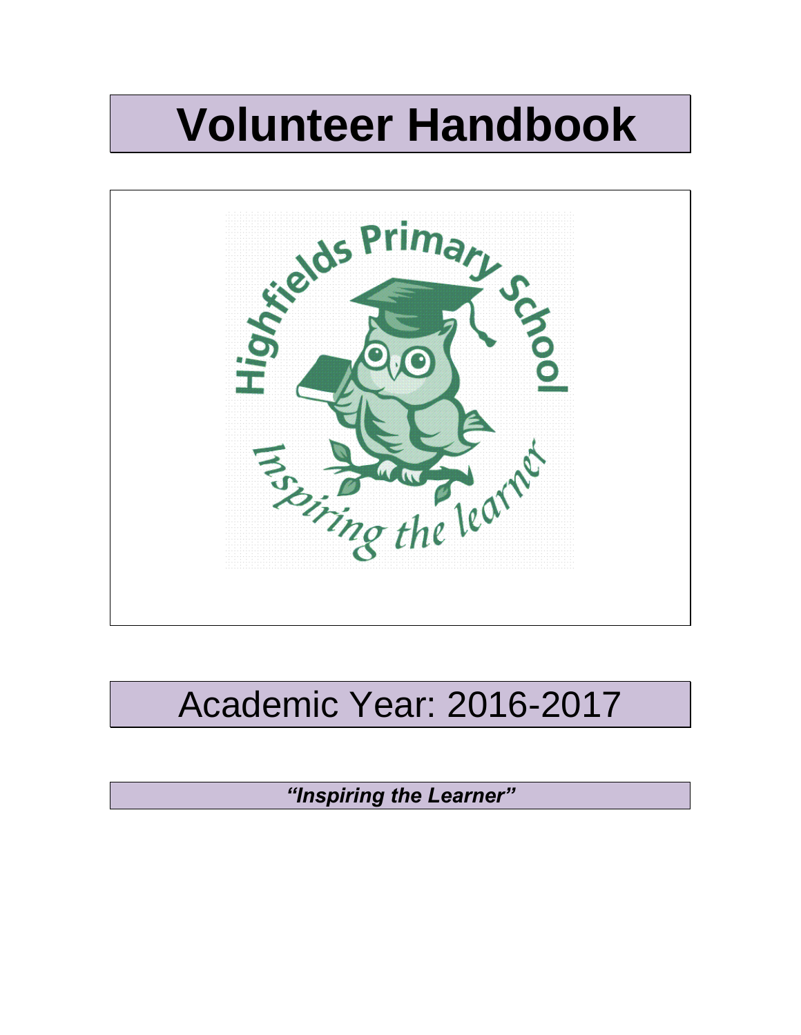# Volunteer Handbook

Highfields Primary School

Inspiring the learner

## Academic Year: 2016-2017

***"Inspiring the Learner"***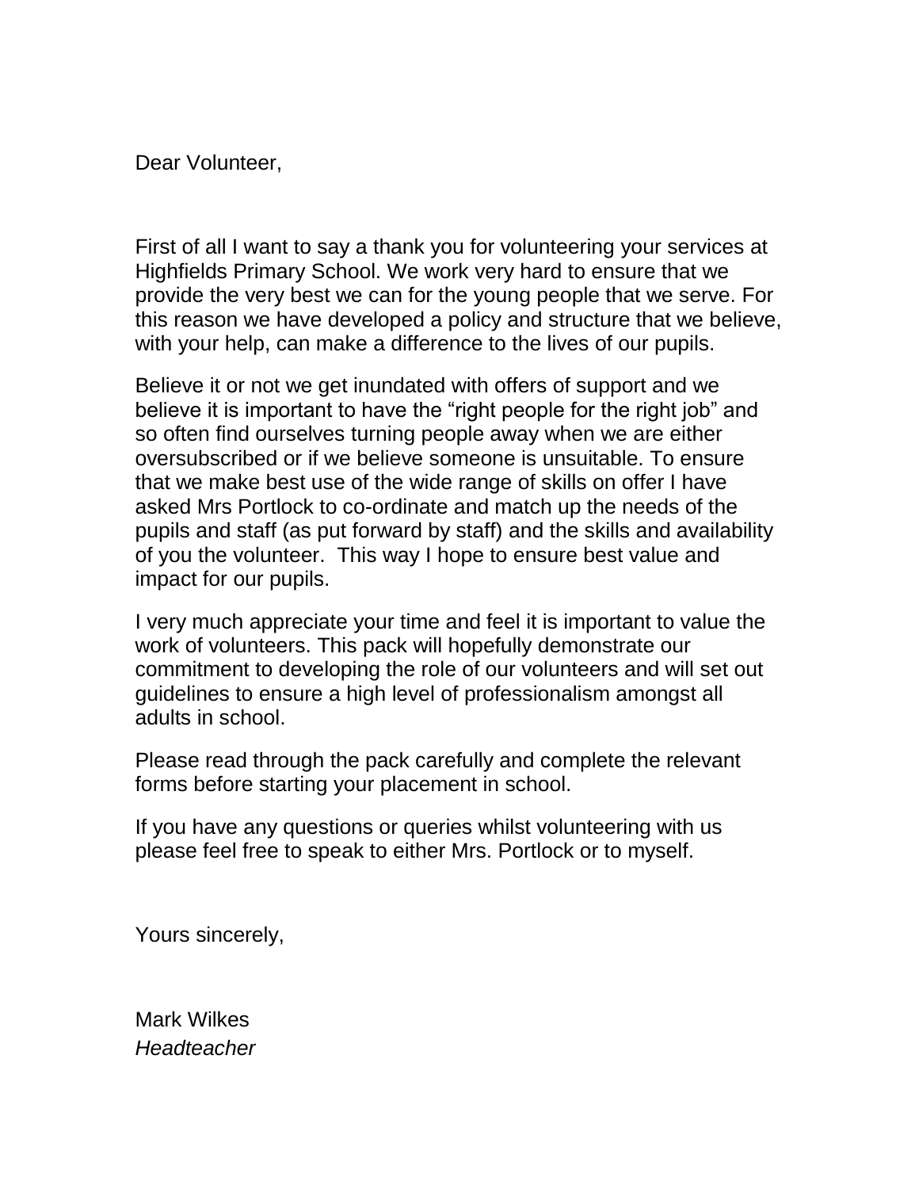Dear Volunteer,

First of all I want to say a thank you for volunteering your services at Highfields Primary School. We work very hard to ensure that we provide the very best we can for the young people that we serve. For this reason we have developed a policy and structure that we believe, with your help, can make a difference to the lives of our pupils.

Believe it or not we get inundated with offers of support and we believe it is important to have the "right people for the right job" and so often find ourselves turning people away when we are either oversubscribed or if we believe someone is unsuitable. To ensure that we make best use of the wide range of skills on offer I have asked Mrs Portlock to co-ordinate and match up the needs of the pupils and staff (as put forward by staff) and the skills and availability of you the volunteer. This way I hope to ensure best value and impact for our pupils.

I very much appreciate your time and feel it is important to value the work of volunteers. This pack will hopefully demonstrate our commitment to developing the role of our volunteers and will set out guidelines to ensure a high level of professionalism amongst all adults in school.

Please read through the pack carefully and complete the relevant forms before starting your placement in school.

If you have any questions or queries whilst volunteering with us please feel free to speak to either Mrs. Portlock or to myself.

Yours sincerely,

Mark Wilkes
*Headteacher*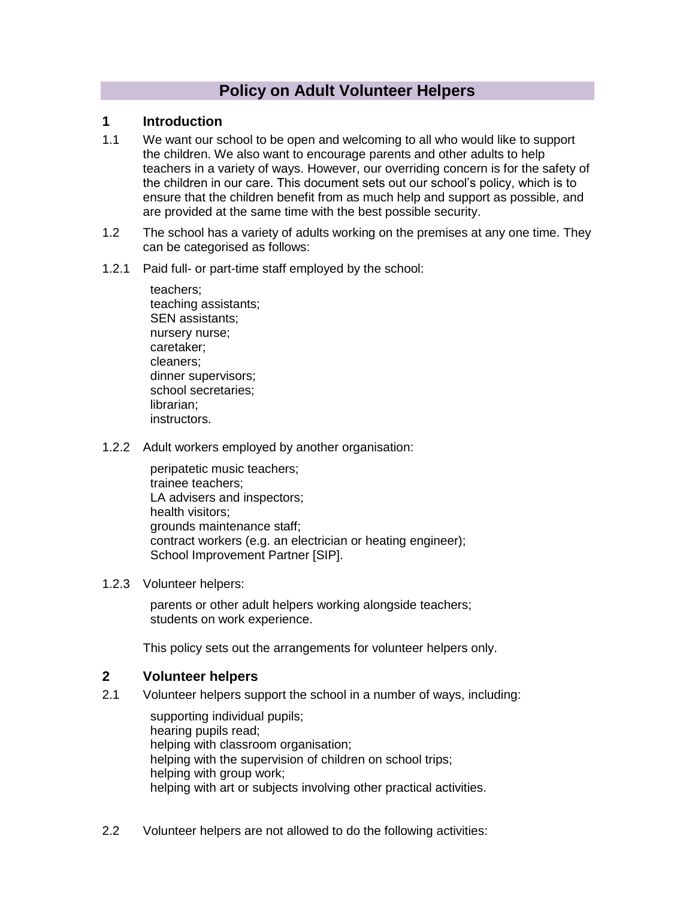# Policy on Adult Volunteer Helpers

## 1 Introduction

1.1 We want our school to be open and welcoming to all who would like to support the children. We also want to encourage parents and other adults to help teachers in a variety of ways. However, our overriding concern is for the safety of the children in our care. This document sets out our school's policy, which is to ensure that the children benefit from as much help and support as possible, and are provided at the same time with the best possible security.

1.2 The school has a variety of adults working on the premises at any one time. They can be categorised as follows:

1.2.1 Paid full- or part-time staff employed by the school:

- teachers;
- teaching assistants;
- SEN assistants;
- nursery nurse;
- caretaker;
- cleaners;
- dinner supervisors;
- school secretaries;
- librarian;
- instructors.

1.2.2 Adult workers employed by another organisation:

- peripatetic music teachers;
- trainee teachers;
- LA advisers and inspectors;
- health visitors;
- grounds maintenance staff;
- contract workers (e.g. an electrician or heating engineer);
- School Improvement Partner [SIP].

1.2.3 Volunteer helpers:

- parents or other adult helpers working alongside teachers;
- students on work experience.

This policy sets out the arrangements for volunteer helpers only.

## 2 Volunteer helpers

2.1 Volunteer helpers support the school in a number of ways, including:

- supporting individual pupils;
- hearing pupils read;
- helping with classroom organisation;
- helping with the supervision of children on school trips;
- helping with group work;
- helping with art or subjects involving other practical activities.

2.2 Volunteer helpers are not allowed to do the following activities: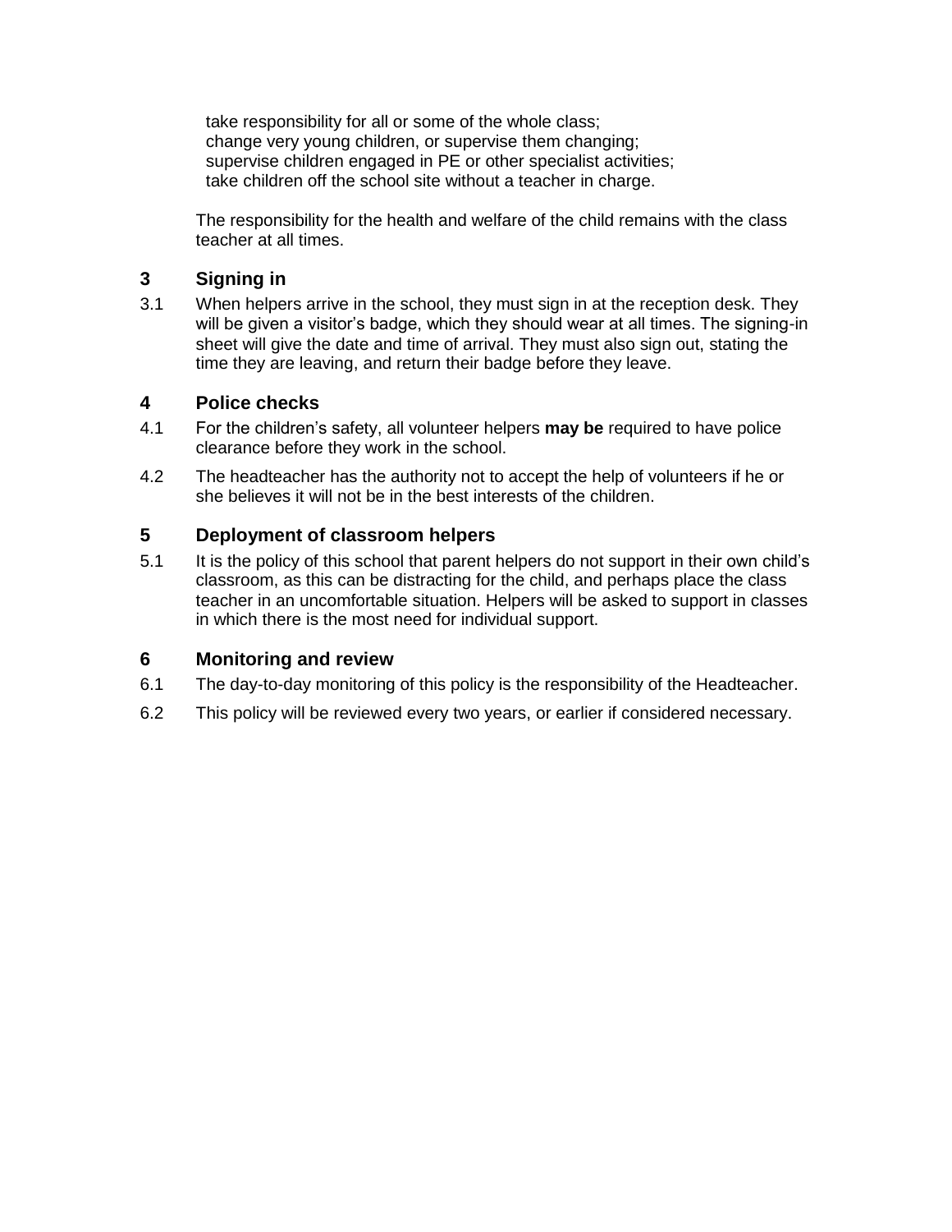- take responsibility for all or some of the whole class;
- change very young children, or supervise them changing;
- supervise children engaged in PE or other specialist activities;
- take children off the school site without a teacher in charge.

The responsibility for the health and welfare of the child remains with the class teacher at all times.

## 3 Signing in

3.1 When helpers arrive in the school, they must sign in at the reception desk. They will be given a visitor's badge, which they should wear at all times. The signing-in sheet will give the date and time of arrival. They must also sign out, stating the time they are leaving, and return their badge before they leave.

## 4 Police checks

4.1 For the children's safety, all volunteer helpers **may be** required to have police clearance before they work in the school.

4.2 The headteacher has the authority not to accept the help of volunteers if he or she believes it will not be in the best interests of the children.

## 5 Deployment of classroom helpers

5.1 It is the policy of this school that parent helpers do not support in their own child's classroom, as this can be distracting for the child, and perhaps place the class teacher in an uncomfortable situation. Helpers will be asked to support in classes in which there is the most need for individual support.

## 6 Monitoring and review

6.1 The day-to-day monitoring of this policy is the responsibility of the Headteacher.

6.2 This policy will be reviewed every two years, or earlier if considered necessary.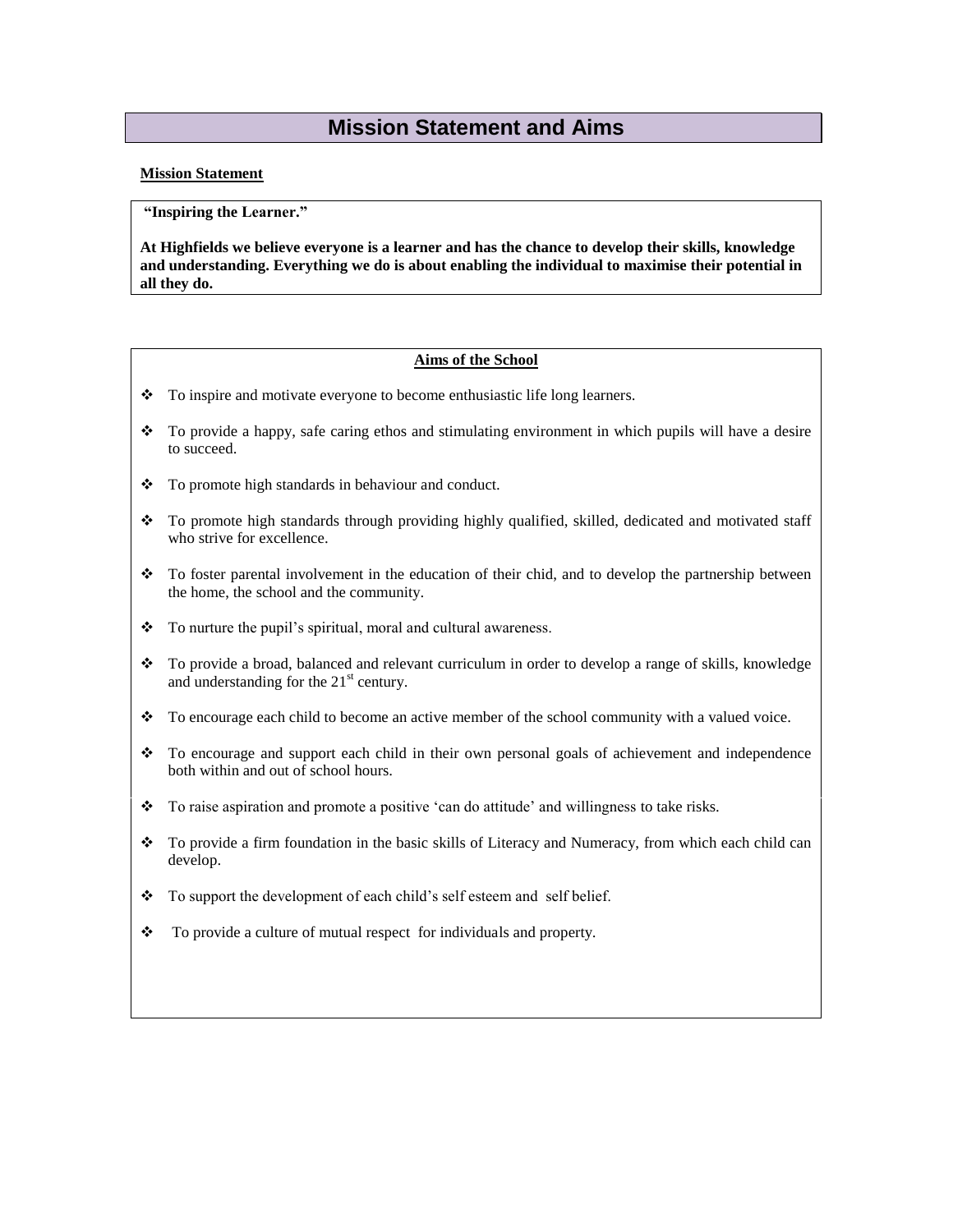# Mission Statement and Aims

**Mission Statement**

**"Inspiring the Learner."**

**At Highfields we believe everyone is a learner and has the chance to develop their skills, knowledge and understanding. Everything we do is about enabling the individual to maximise their potential in all they do.**

**Aims of the School**

- To inspire and motivate everyone to become enthusiastic life long learners.
- To provide a happy, safe caring ethos and stimulating environment in which pupils will have a desire to succeed.
- To promote high standards in behaviour and conduct.
- To promote high standards through providing highly qualified, skilled, dedicated and motivated staff who strive for excellence.
- To foster parental involvement in the education of their chid, and to develop the partnership between the home, the school and the community.
- To nurture the pupil's spiritual, moral and cultural awareness.
- To provide a broad, balanced and relevant curriculum in order to develop a range of skills, knowledge and understanding for the 21st century.
- To encourage each child to become an active member of the school community with a valued voice.
- To encourage and support each child in their own personal goals of achievement and independence both within and out of school hours.
- To raise aspiration and promote a positive 'can do attitude' and willingness to take risks.
- To provide a firm foundation in the basic skills of Literacy and Numeracy, from which each child can develop.
- To support the development of each child's self esteem and self belief.
- To provide a culture of mutual respect for individuals and property.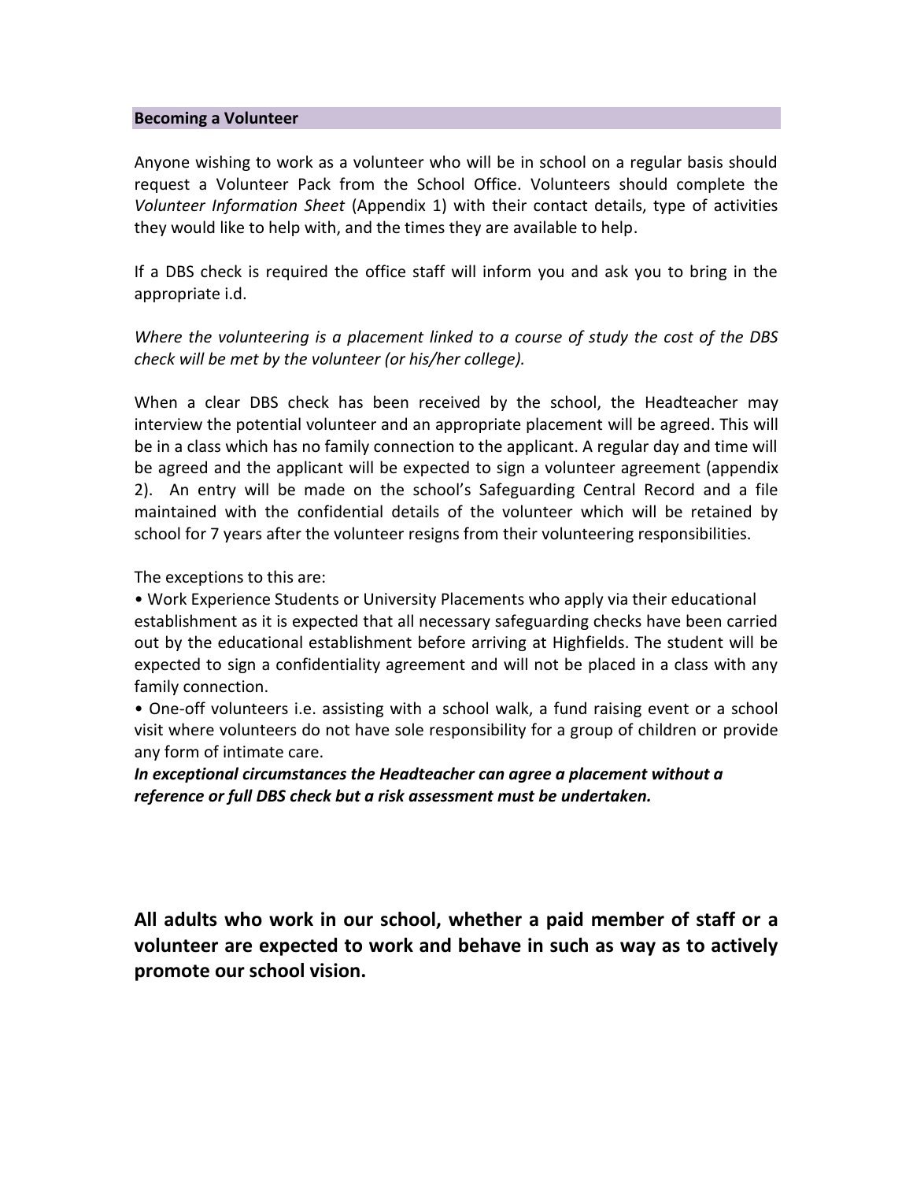## Becoming a Volunteer

Anyone wishing to work as a volunteer who will be in school on a regular basis should request a Volunteer Pack from the School Office. Volunteers should complete the *Volunteer Information Sheet* (Appendix 1) with their contact details, type of activities they would like to help with, and the times they are available to help.

If a DBS check is required the office staff will inform you and ask you to bring in the appropriate i.d.

*Where the volunteering is a placement linked to a course of study the cost of the DBS check will be met by the volunteer (or his/her college).*

When a clear DBS check has been received by the school, the Headteacher may interview the potential volunteer and an appropriate placement will be agreed. This will be in a class which has no family connection to the applicant. A regular day and time will be agreed and the applicant will be expected to sign a volunteer agreement (appendix 2). An entry will be made on the school's Safeguarding Central Record and a file maintained with the confidential details of the volunteer which will be retained by school for 7 years after the volunteer resigns from their volunteering responsibilities.

The exceptions to this are:

- Work Experience Students or University Placements who apply via their educational establishment as it is expected that all necessary safeguarding checks have been carried out by the educational establishment before arriving at Highfields. The student will be expected to sign a confidentiality agreement and will not be placed in a class with any family connection.
- One-off volunteers i.e. assisting with a school walk, a fund raising event or a school visit where volunteers do not have sole responsibility for a group of children or provide any form of intimate care.

***In exceptional circumstances the Headteacher can agree a placement without a reference or full DBS check but a risk assessment must be undertaken.***

**All adults who work in our school, whether a paid member of staff or a volunteer are expected to work and behave in such as way as to actively promote our school vision.**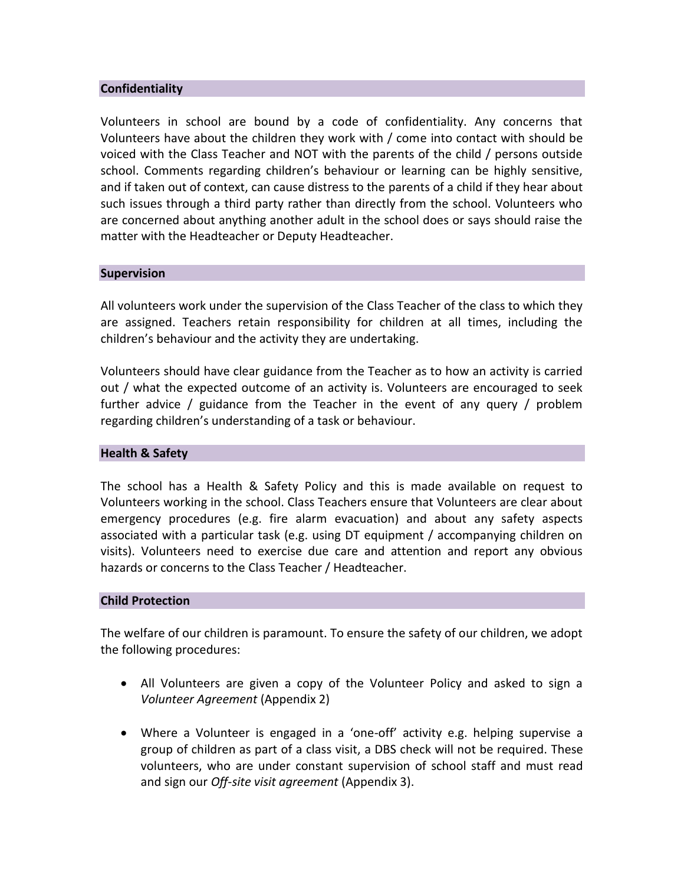## Confidentiality

Volunteers in school are bound by a code of confidentiality. Any concerns that Volunteers have about the children they work with / come into contact with should be voiced with the Class Teacher and NOT with the parents of the child / persons outside school. Comments regarding children's behaviour or learning can be highly sensitive, and if taken out of context, can cause distress to the parents of a child if they hear about such issues through a third party rather than directly from the school. Volunteers who are concerned about anything another adult in the school does or says should raise the matter with the Headteacher or Deputy Headteacher.

## Supervision

All volunteers work under the supervision of the Class Teacher of the class to which they are assigned. Teachers retain responsibility for children at all times, including the children's behaviour and the activity they are undertaking.

Volunteers should have clear guidance from the Teacher as to how an activity is carried out / what the expected outcome of an activity is. Volunteers are encouraged to seek further advice / guidance from the Teacher in the event of any query / problem regarding children's understanding of a task or behaviour.

## Health & Safety

The school has a Health & Safety Policy and this is made available on request to Volunteers working in the school. Class Teachers ensure that Volunteers are clear about emergency procedures (e.g. fire alarm evacuation) and about any safety aspects associated with a particular task (e.g. using DT equipment / accompanying children on visits). Volunteers need to exercise due care and attention and report any obvious hazards or concerns to the Class Teacher / Headteacher.

## Child Protection

The welfare of our children is paramount. To ensure the safety of our children, we adopt the following procedures:

- All Volunteers are given a copy of the Volunteer Policy and asked to sign a *Volunteer Agreement* (Appendix 2)
- Where a Volunteer is engaged in a 'one-off' activity e.g. helping supervise a group of children as part of a class visit, a DBS check will not be required. These volunteers, who are under constant supervision of school staff and must read and sign our *Off-site visit agreement* (Appendix 3).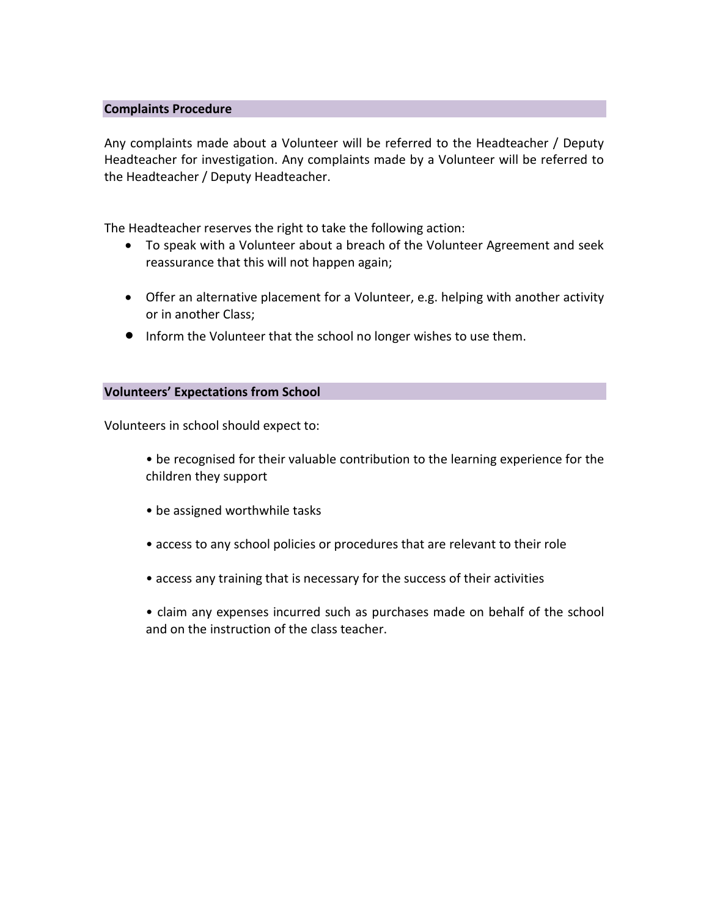## Complaints Procedure

Any complaints made about a Volunteer will be referred to the Headteacher / Deputy Headteacher for investigation. Any complaints made by a Volunteer will be referred to the Headteacher / Deputy Headteacher.

The Headteacher reserves the right to take the following action:

- To speak with a Volunteer about a breach of the Volunteer Agreement and seek reassurance that this will not happen again;
- Offer an alternative placement for a Volunteer, e.g. helping with another activity or in another Class;
- Inform the Volunteer that the school no longer wishes to use them.

## Volunteers' Expectations from School

Volunteers in school should expect to:

- be recognised for their valuable contribution to the learning experience for the children they support
- be assigned worthwhile tasks
- access to any school policies or procedures that are relevant to their role
- access any training that is necessary for the success of their activities
- claim any expenses incurred such as purchases made on behalf of the school and on the instruction of the class teacher.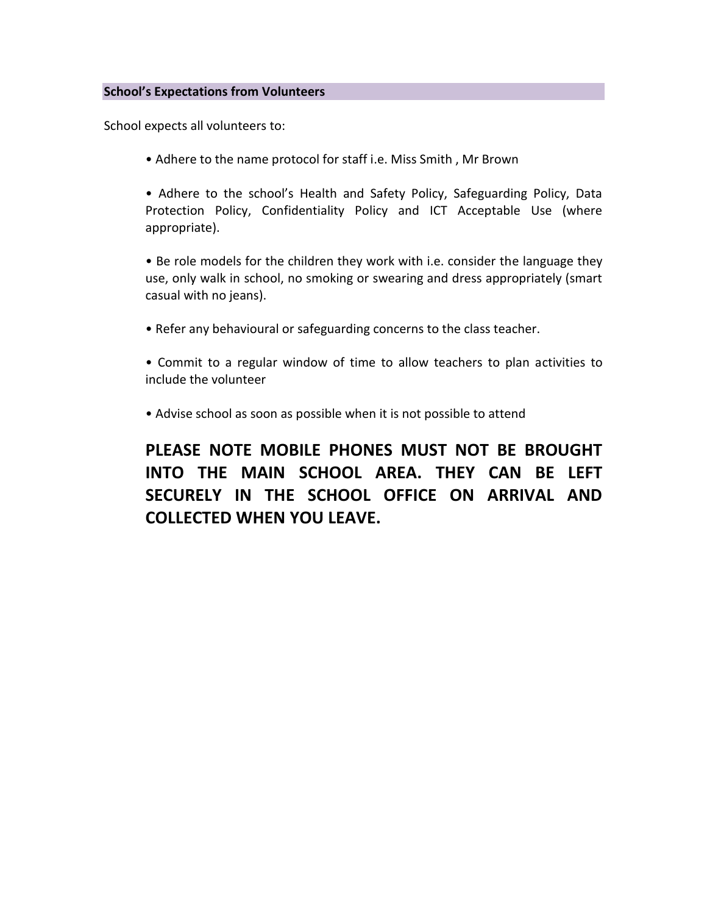### School's Expectations from Volunteers

School expects all volunteers to:

- Adhere to the name protocol for staff i.e. Miss Smith , Mr Brown
- Adhere to the school's Health and Safety Policy, Safeguarding Policy, Data Protection Policy, Confidentiality Policy and ICT Acceptable Use (where appropriate).
- Be role models for the children they work with i.e. consider the language they use, only walk in school, no smoking or swearing and dress appropriately (smart casual with no jeans).
- Refer any behavioural or safeguarding concerns to the class teacher.
- Commit to a regular window of time to allow teachers to plan activities to include the volunteer
- Advise school as soon as possible when it is not possible to attend

**PLEASE NOTE MOBILE PHONES MUST NOT BE BROUGHT INTO THE MAIN SCHOOL AREA. THEY CAN BE LEFT SECURELY IN THE SCHOOL OFFICE ON ARRIVAL AND COLLECTED WHEN YOU LEAVE.**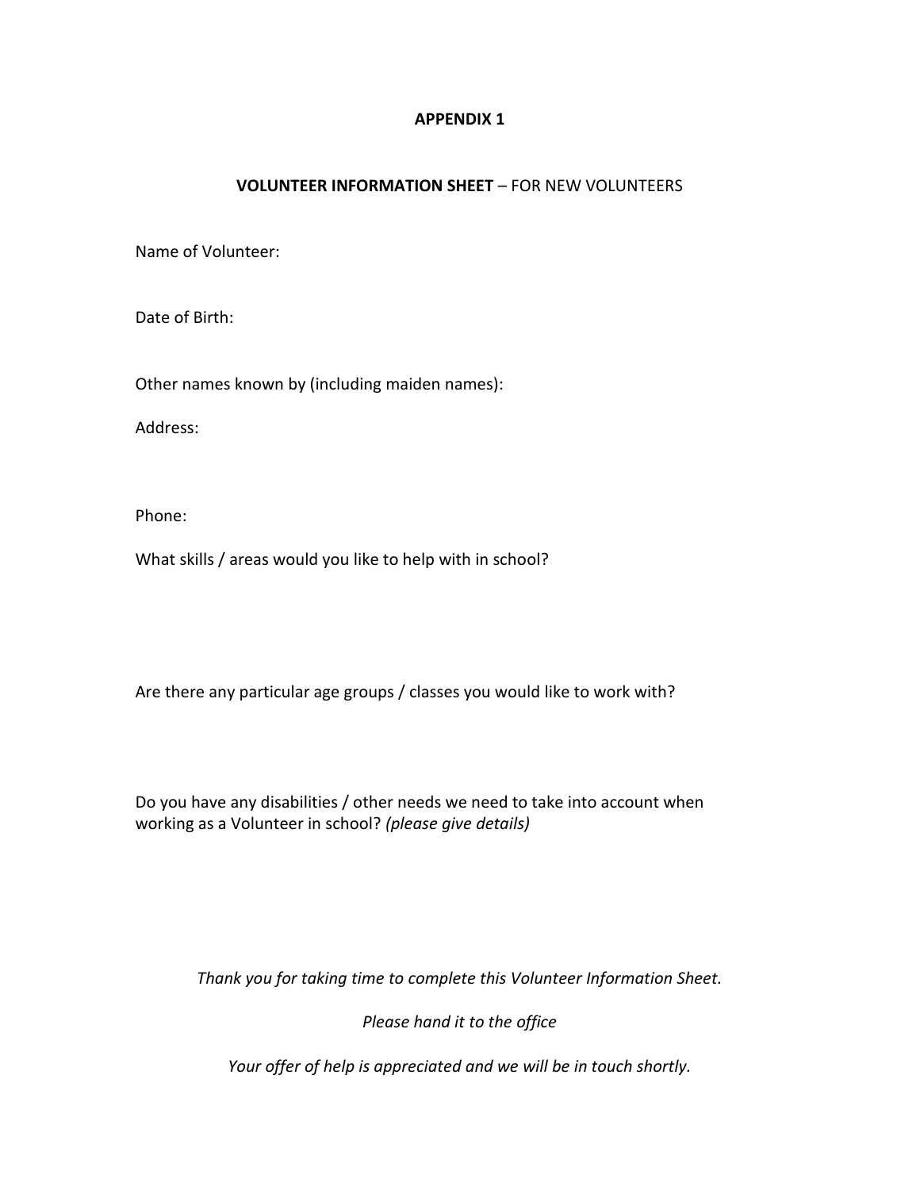**APPENDIX 1**

**VOLUNTEER INFORMATION SHEET** – FOR NEW VOLUNTEERS

Name of Volunteer:

Date of Birth:

Other names known by (including maiden names):

Address:

Phone:

What skills / areas would you like to help with in school?

Are there any particular age groups / classes you would like to work with?

Do you have any disabilities / other needs we need to take into account when working as a Volunteer in school? *(please give details)*

*Thank you for taking time to complete this Volunteer Information Sheet.*

*Please hand it to the office*

*Your offer of help is appreciated and we will be in touch shortly.*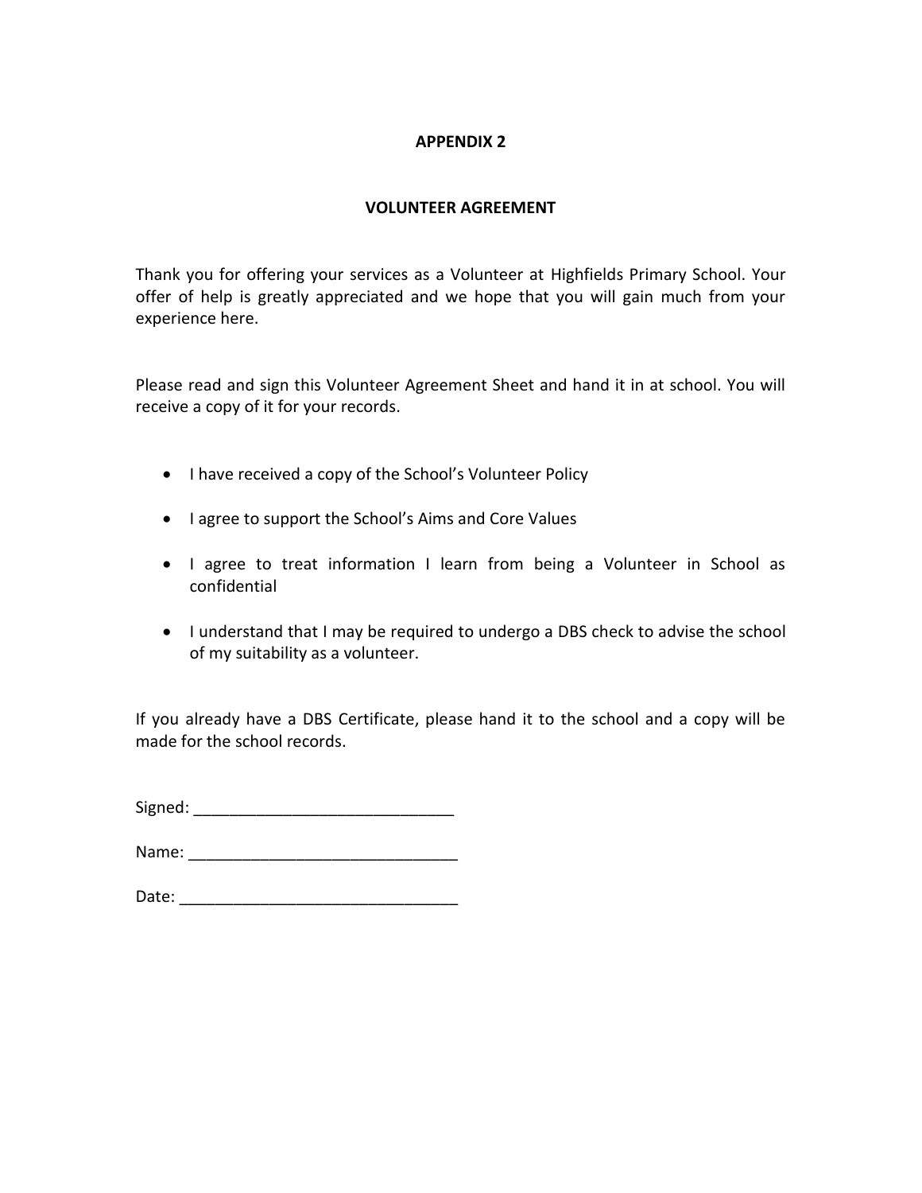## APPENDIX 2

## VOLUNTEER AGREEMENT

Thank you for offering your services as a Volunteer at Highfields Primary School. Your offer of help is greatly appreciated and we hope that you will gain much from your experience here.

Please read and sign this Volunteer Agreement Sheet and hand it in at school. You will receive a copy of it for your records.

- I have received a copy of the School's Volunteer Policy
- I agree to support the School's Aims and Core Values
- I agree to treat information I learn from being a Volunteer in School as confidential
- I understand that I may be required to undergo a DBS check to advise the school of my suitability as a volunteer.

If you already have a DBS Certificate, please hand it to the school and a copy will be made for the school records.

Signed: _____________________________

Name: ______________________________

Date: _______________________________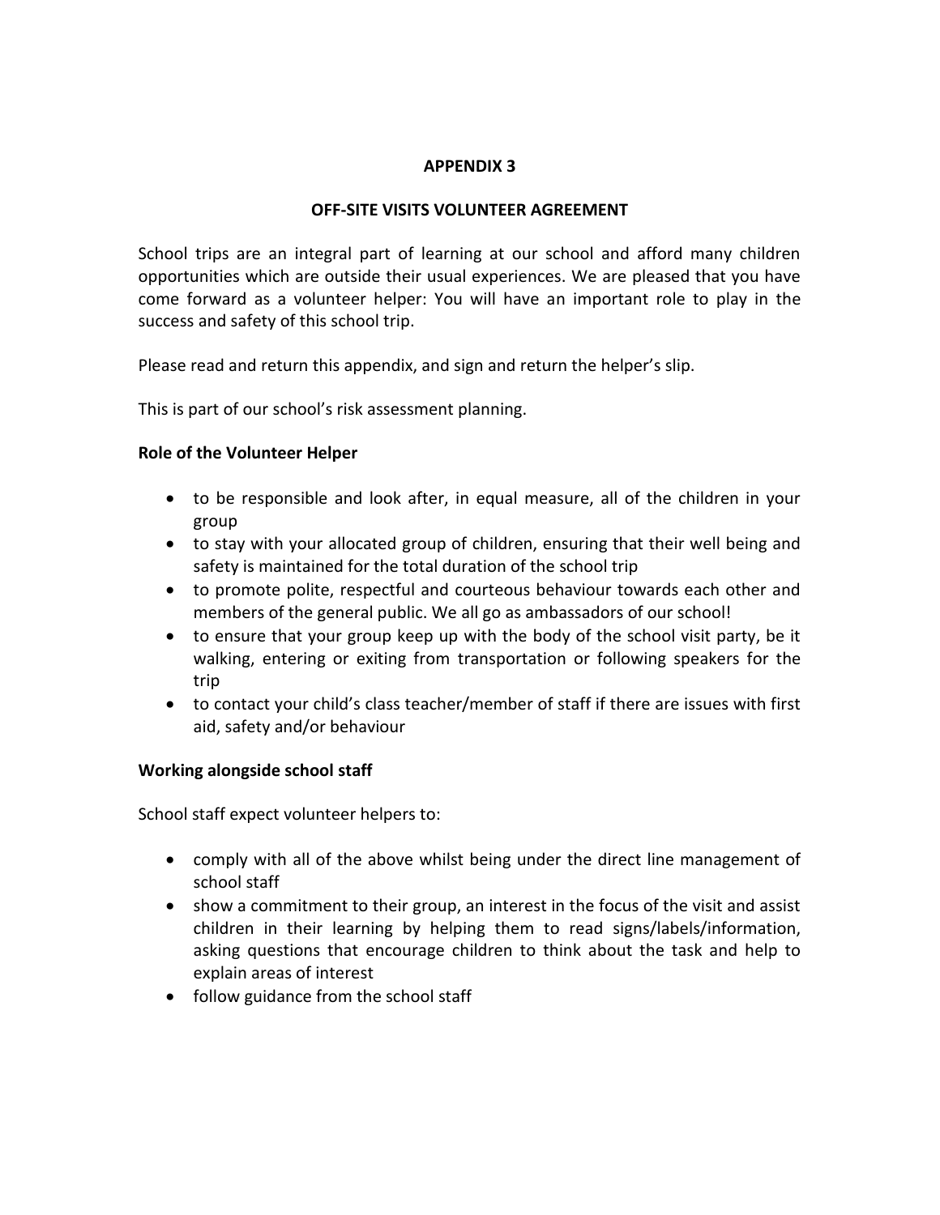# APPENDIX 3

## OFF-SITE VISITS VOLUNTEER AGREEMENT

School trips are an integral part of learning at our school and afford many children opportunities which are outside their usual experiences. We are pleased that you have come forward as a volunteer helper: You will have an important role to play in the success and safety of this school trip.

Please read and return this appendix, and sign and return the helper's slip.

This is part of our school's risk assessment planning.

### Role of the Volunteer Helper

- to be responsible and look after, in equal measure, all of the children in your group
- to stay with your allocated group of children, ensuring that their well being and safety is maintained for the total duration of the school trip
- to promote polite, respectful and courteous behaviour towards each other and members of the general public. We all go as ambassadors of our school!
- to ensure that your group keep up with the body of the school visit party, be it walking, entering or exiting from transportation or following speakers for the trip
- to contact your child's class teacher/member of staff if there are issues with first aid, safety and/or behaviour

### Working alongside school staff

School staff expect volunteer helpers to:

- comply with all of the above whilst being under the direct line management of school staff
- show a commitment to their group, an interest in the focus of the visit and assist children in their learning by helping them to read signs/labels/information, asking questions that encourage children to think about the task and help to explain areas of interest
- follow guidance from the school staff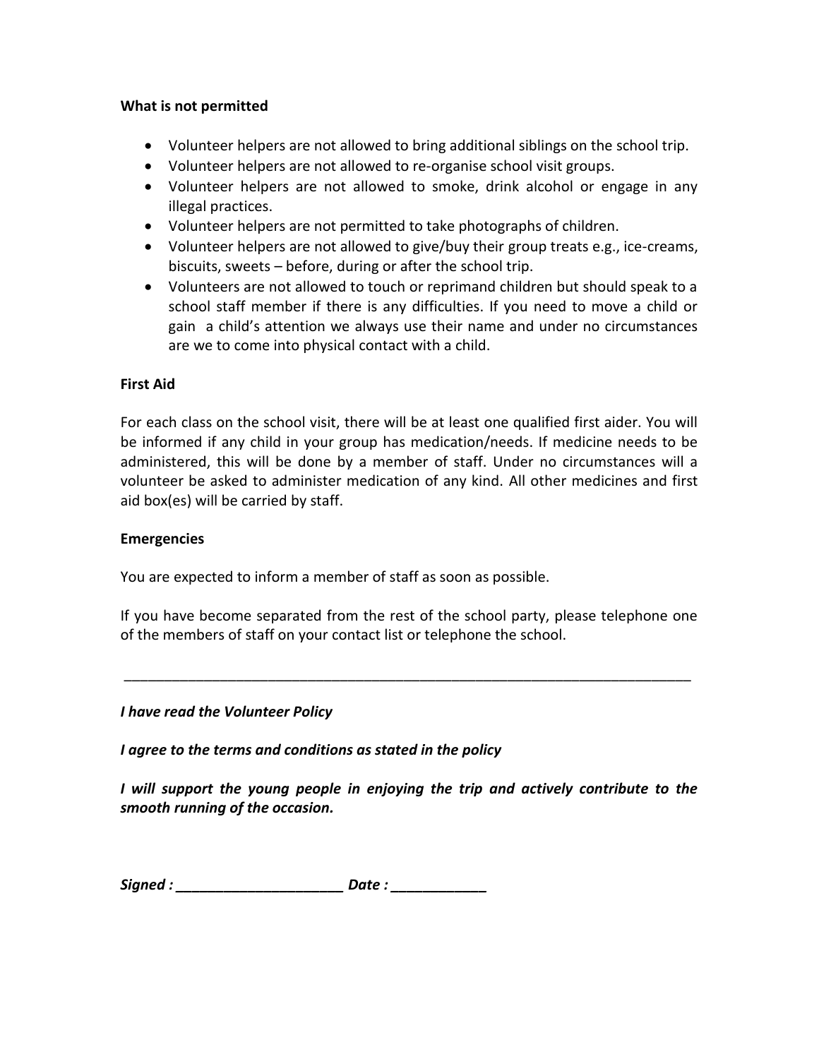**What is not permitted**

- Volunteer helpers are not allowed to bring additional siblings on the school trip.
- Volunteer helpers are not allowed to re-organise school visit groups.
- Volunteer helpers are not allowed to smoke, drink alcohol or engage in any illegal practices.
- Volunteer helpers are not permitted to take photographs of children.
- Volunteer helpers are not allowed to give/buy their group treats e.g., ice-creams, biscuits, sweets – before, during or after the school trip.
- Volunteers are not allowed to touch or reprimand children but should speak to a school staff member if there is any difficulties. If you need to move a child or gain a child's attention we always use their name and under no circumstances are we to come into physical contact with a child.

**First Aid**

For each class on the school visit, there will be at least one qualified first aider. You will be informed if any child in your group has medication/needs. If medicine needs to be administered, this will be done by a member of staff. Under no circumstances will a volunteer be asked to administer medication of any kind. All other medicines and first aid box(es) will be carried by staff.

**Emergencies**

You are expected to inform a member of staff as soon as possible.

If you have become separated from the rest of the school party, please telephone one of the members of staff on your contact list or telephone the school.

---

***I have read the Volunteer Policy***

***I agree to the terms and conditions as stated in the policy***

***I will support the young people in enjoying the trip and actively contribute to the smooth running of the occasion.***

***Signed : _____________________ Date : ____________***